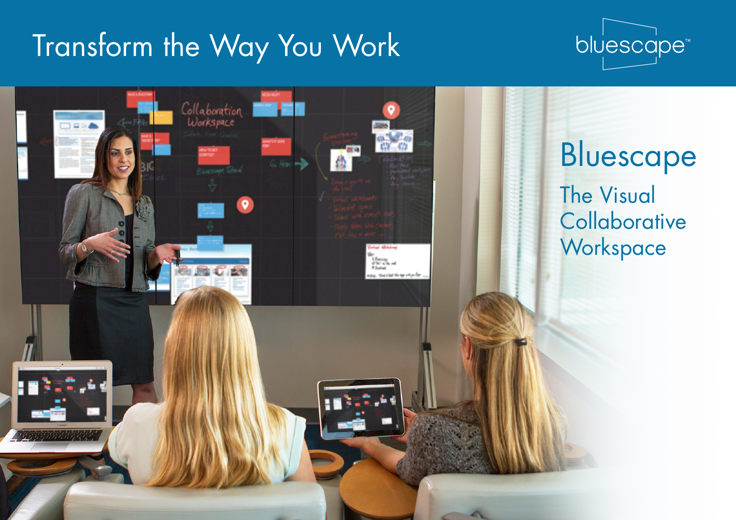# Transform the Way You Work

bluescape™

# Bluescape

## The Visual Collaborative Workspace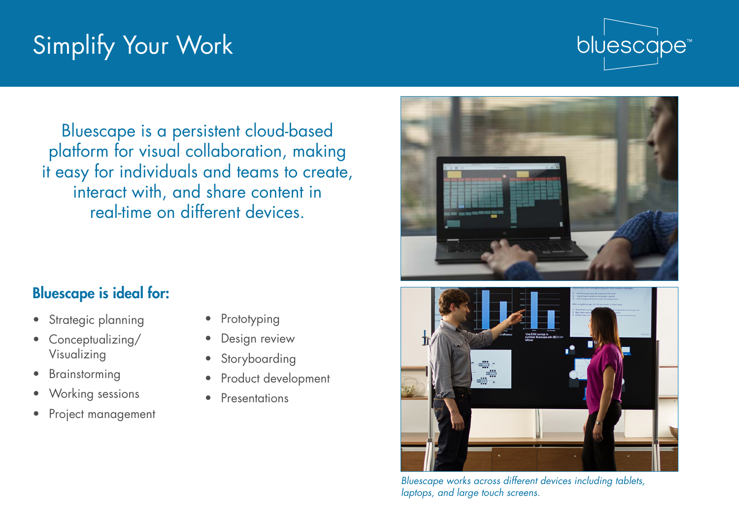# Simplify Your Work

bluescape™

Bluescape is a persistent cloud-based platform for visual collaboration, making it easy for individuals and teams to create, interact with, and share content in real-time on different devices.

## Bluescape is ideal for:

- Strategic planning
- Conceptualizing/ Visualizing
- Brainstorming
- Working sessions
- Project management
- Prototyping
- Design review
- Storyboarding
- Product development
- Presentations

*Bluescape works across different devices including tablets, laptops, and large touch screens.*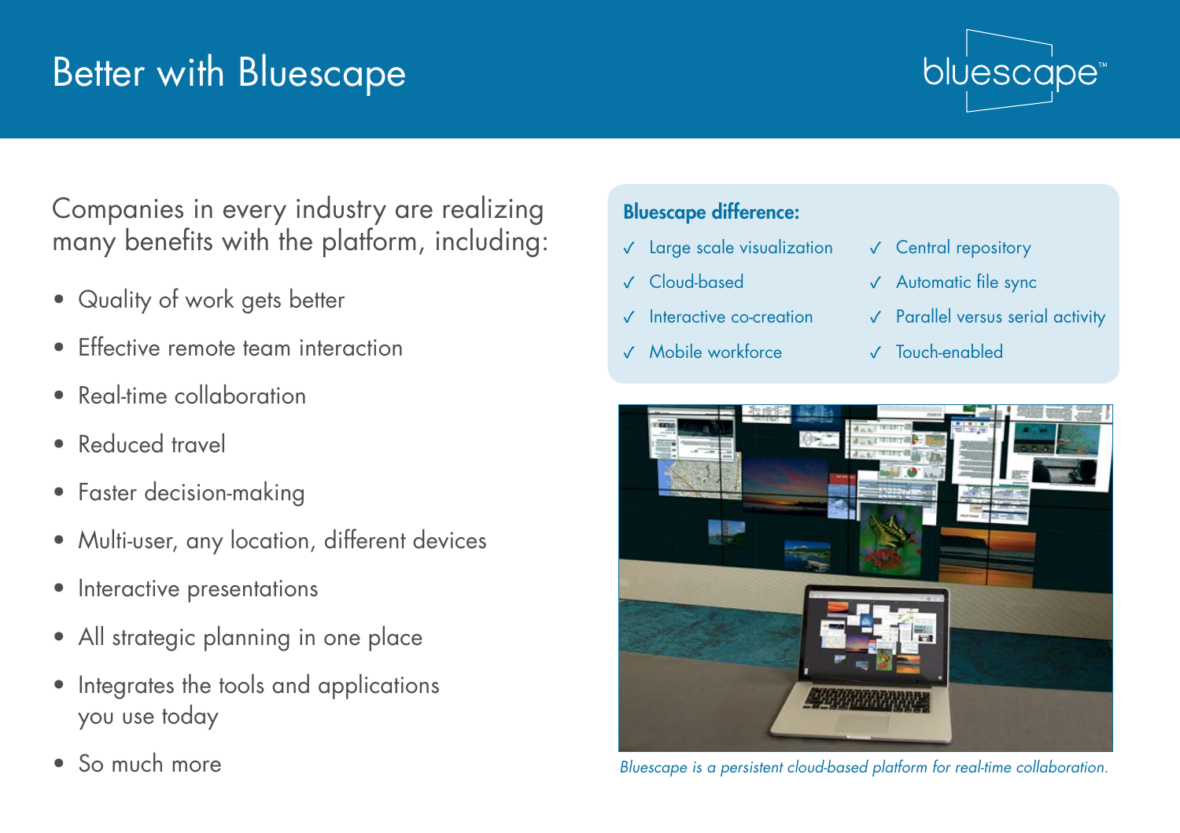# Better with Bluescape

bluescape™

Companies in every industry are realizing many benefits with the platform, including:

- Quality of work gets better
- Effective remote team interaction
- Real-time collaboration
- Reduced travel
- Faster decision-making
- Multi-user, any location, different devices
- Interactive presentations
- All strategic planning in one place
- Integrates the tools and applications you use today
- So much more

**Bluescape difference:**

- ✓ Large scale visualization
- ✓ Cloud-based
- ✓ Interactive co-creation
- ✓ Mobile workforce
- ✓ Central repository
- ✓ Automatic file sync
- ✓ Parallel versus serial activity
- ✓ Touch-enabled

*Bluescape is a persistent cloud-based platform for real-time collaboration.*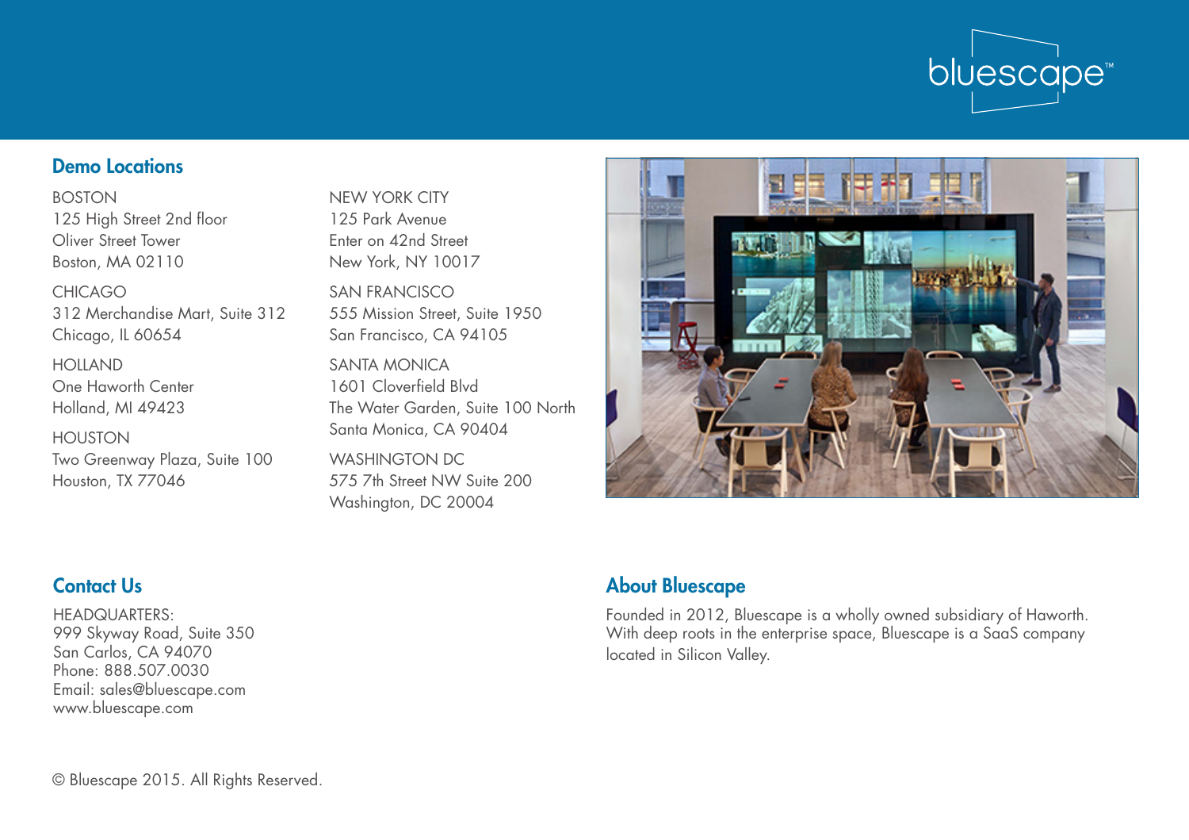bluescape™

## Demo Locations

BOSTON
125 High Street 2nd floor
Oliver Street Tower
Boston, MA 02110

CHICAGO
312 Merchandise Mart, Suite 312
Chicago, IL 60654

HOLLAND
One Haworth Center
Holland, MI 49423

HOUSTON
Two Greenway Plaza, Suite 100
Houston, TX 77046

NEW YORK CITY
125 Park Avenue
Enter on 42nd Street
New York, NY 10017

SAN FRANCISCO
555 Mission Street, Suite 1950
San Francisco, CA 94105

SANTA MONICA
1601 Cloverfield Blvd
The Water Garden, Suite 100 North
Santa Monica, CA 90404

WASHINGTON DC
575 7th Street NW Suite 200
Washington, DC 20004

## Contact Us

HEADQUARTERS:
999 Skyway Road, Suite 350
San Carlos, CA 94070
Phone: 888.507.0030
Email: sales@bluescape.com
www.bluescape.com

## About Bluescape

Founded in 2012, Bluescape is a wholly owned subsidiary of Haworth. With deep roots in the enterprise space, Bluescape is a SaaS company located in Silicon Valley.

© Bluescape 2015. All Rights Reserved.